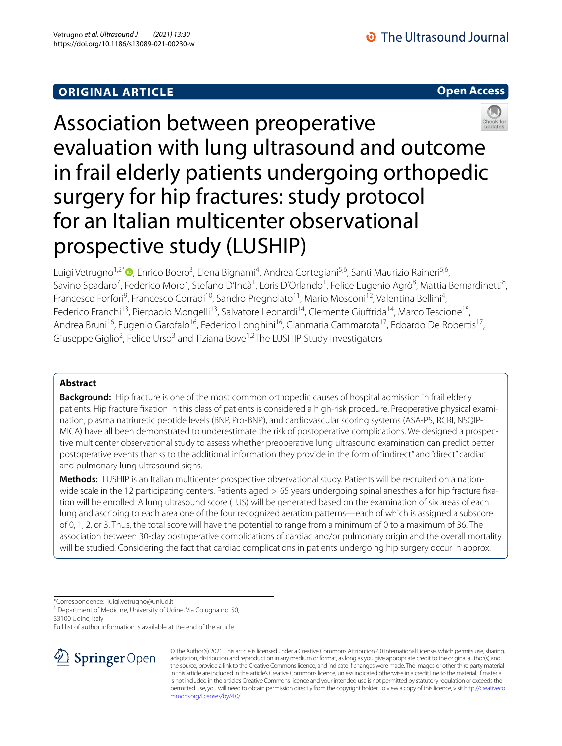ORIGINAL ARTICLE

Open Access

# Association between preoperative evaluation with lung ultrasound and outcome in frail elderly patients undergoing orthopedic surgery for hip fractures: study protocol for an Italian multicenter observational prospective study (LUSHIP)

Luigi Vetrugno[1,2*], Enrico Boero[3], Elena Bignami[4], Andrea Cortegiani[5,6], Santi Maurizio Raineri[5,6], Savino Spadaro[7], Federico Moro[7], Stefano D'Incà[1], Loris D'Orlando[1], Felice Eugenio Agrò[8], Mattia Bernardinetti[8], Francesco Forfori[9], Francesco Corradi[10], Sandro Pregnolato[11], Mario Mosconi[12], Valentina Bellini[4], Federico Franchi[13], Pierpaolo Mongelli[13], Salvatore Leonardi[14], Clemente Giuffrida[14], Marco Tescione[15], Andrea Bruni[16], Eugenio Garofalo[16], Federico Longhini[16], Gianmaria Cammarota[17], Edoardo De Robertis[17], Giuseppe Giglio[2], Felice Urso[3] and Tiziana Bove[1,2]The LUSHIP Study Investigators

## Abstract

**Background:** Hip fracture is one of the most common orthopedic causes of hospital admission in frail elderly patients. Hip fracture fixation in this class of patients is considered a high-risk procedure. Preoperative physical examination, plasma natriuretic peptide levels (BNP, Pro-BNP), and cardiovascular scoring systems (ASA-PS, RCRI, NSQIP-MICA) have all been demonstrated to underestimate the risk of postoperative complications. We designed a prospective multicenter observational study to assess whether preoperative lung ultrasound examination can predict better postoperative events thanks to the additional information they provide in the form of "indirect" and "direct" cardiac and pulmonary lung ultrasound signs.

**Methods:** LUSHIP is an Italian multicenter prospective observational study. Patients will be recruited on a nationwide scale in the 12 participating centers. Patients aged > 65 years undergoing spinal anesthesia for hip fracture fixation will be enrolled. A lung ultrasound score (LUS) will be generated based on the examination of six areas of each lung and ascribing to each area one of the four recognized aeration patterns—each of which is assigned a subscore of 0, 1, 2, or 3. Thus, the total score will have the potential to range from a minimum of 0 to a maximum of 36. The association between 30-day postoperative complications of cardiac and/or pulmonary origin and the overall mortality will be studied. Considering the fact that cardiac complications in patients undergoing hip surgery occur in approx.

*Correspondence: luigi.vetrugno@uniud.it
[1] Department of Medicine, University of Udine, Via Colugna no. 50, 33100 Udine, Italy
Full list of author information is available at the end of the article

© The Author(s) 2021. This article is licensed under a Creative Commons Attribution 4.0 International License, which permits use, sharing, adaptation, distribution and reproduction in any medium or format, as long as you give appropriate credit to the original author(s) and the source, provide a link to the Creative Commons licence, and indicate if changes were made. The images or other third party material in this article are included in the article's Creative Commons licence, unless indicated otherwise in a credit line to the material. If material is not included in the article's Creative Commons licence and your intended use is not permitted by statutory regulation or exceeds the permitted use, you will need to obtain permission directly from the copyright holder. To view a copy of this licence, visit http://creativecommons.org/licenses/by/4.0/.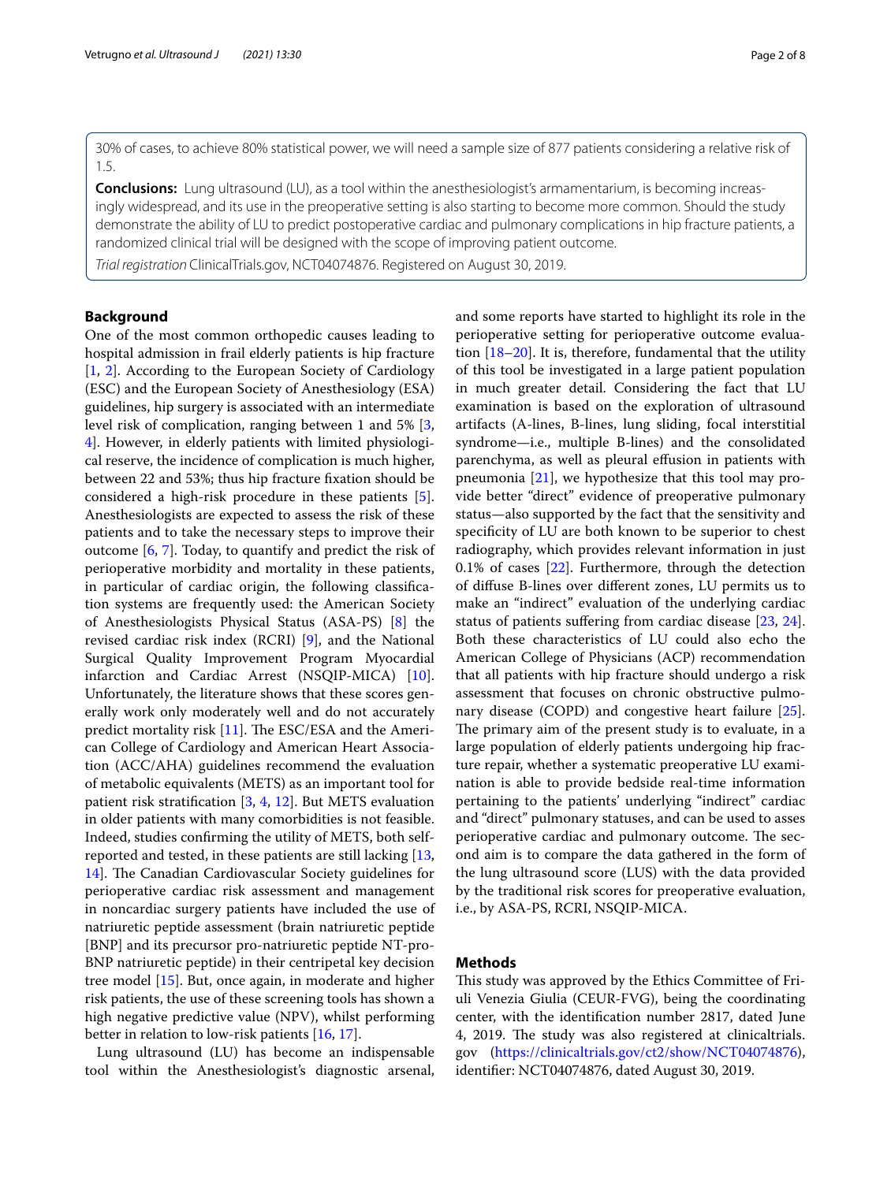30% of cases, to achieve 80% statistical power, we will need a sample size of 877 patients considering a relative risk of 1.5.

**Conclusions:** Lung ultrasound (LU), as a tool within the anesthesiologist's armamentarium, is becoming increasingly widespread, and its use in the preoperative setting is also starting to become more common. Should the study demonstrate the ability of LU to predict postoperative cardiac and pulmonary complications in hip fracture patients, a randomized clinical trial will be designed with the scope of improving patient outcome.

*Trial registration* ClinicalTrials.gov, NCT04074876. Registered on August 30, 2019.

## Background

One of the most common orthopedic causes leading to hospital admission in frail elderly patients is hip fracture [1, 2]. According to the European Society of Cardiology (ESC) and the European Society of Anesthesiology (ESA) guidelines, hip surgery is associated with an intermediate level risk of complication, ranging between 1 and 5% [3, 4]. However, in elderly patients with limited physiological reserve, the incidence of complication is much higher, between 22 and 53%; thus hip fracture fixation should be considered a high-risk procedure in these patients [5]. Anesthesiologists are expected to assess the risk of these patients and to take the necessary steps to improve their outcome [6, 7]. Today, to quantify and predict the risk of perioperative morbidity and mortality in these patients, in particular of cardiac origin, the following classification systems are frequently used: the American Society of Anesthesiologists Physical Status (ASA-PS) [8] the revised cardiac risk index (RCRI) [9], and the National Surgical Quality Improvement Program Myocardial infarction and Cardiac Arrest (NSQIP-MICA) [10]. Unfortunately, the literature shows that these scores generally work only moderately well and do not accurately predict mortality risk [11]. The ESC/ESA and the American College of Cardiology and American Heart Association (ACC/AHA) guidelines recommend the evaluation of metabolic equivalents (METS) as an important tool for patient risk stratification [3, 4, 12]. But METS evaluation in older patients with many comorbidities is not feasible. Indeed, studies confirming the utility of METS, both self-reported and tested, in these patients are still lacking [13, 14]. The Canadian Cardiovascular Society guidelines for perioperative cardiac risk assessment and management in noncardiac surgery patients have included the use of natriuretic peptide assessment (brain natriuretic peptide [BNP] and its precursor pro-natriuretic peptide NT-pro-BNP natriuretic peptide) in their centripetal key decision tree model [15]. But, once again, in moderate and higher risk patients, the use of these screening tools has shown a high negative predictive value (NPV), whilst performing better in relation to low-risk patients [16, 17].

Lung ultrasound (LU) has become an indispensable tool within the Anesthesiologist's diagnostic arsenal, and some reports have started to highlight its role in the perioperative setting for perioperative outcome evaluation [18–20]. It is, therefore, fundamental that the utility of this tool be investigated in a large patient population in much greater detail. Considering the fact that LU examination is based on the exploration of ultrasound artifacts (A-lines, B-lines, lung sliding, focal interstitial syndrome—i.e., multiple B-lines) and the consolidated parenchyma, as well as pleural effusion in patients with pneumonia [21], we hypothesize that this tool may provide better "direct" evidence of preoperative pulmonary status—also supported by the fact that the sensitivity and specificity of LU are both known to be superior to chest radiography, which provides relevant information in just 0.1% of cases [22]. Furthermore, through the detection of diffuse B-lines over different zones, LU permits us to make an "indirect" evaluation of the underlying cardiac status of patients suffering from cardiac disease [23, 24]. Both these characteristics of LU could also echo the American College of Physicians (ACP) recommendation that all patients with hip fracture should undergo a risk assessment that focuses on chronic obstructive pulmonary disease (COPD) and congestive heart failure [25]. The primary aim of the present study is to evaluate, in a large population of elderly patients undergoing hip fracture repair, whether a systematic preoperative LU examination is able to provide bedside real-time information pertaining to the patients' underlying "indirect" cardiac and "direct" pulmonary statuses, and can be used to asses perioperative cardiac and pulmonary outcome. The second aim is to compare the data gathered in the form of the lung ultrasound score (LUS) with the data provided by the traditional risk scores for preoperative evaluation, i.e., by ASA-PS, RCRI, NSQIP-MICA.

## Methods

This study was approved by the Ethics Committee of Friuli Venezia Giulia (CEUR-FVG), being the coordinating center, with the identification number 2817, dated June 4, 2019. The study was also registered at clinicaltrials.gov (https://clinicaltrials.gov/ct2/show/NCT04074876), identifier: NCT04074876, dated August 30, 2019.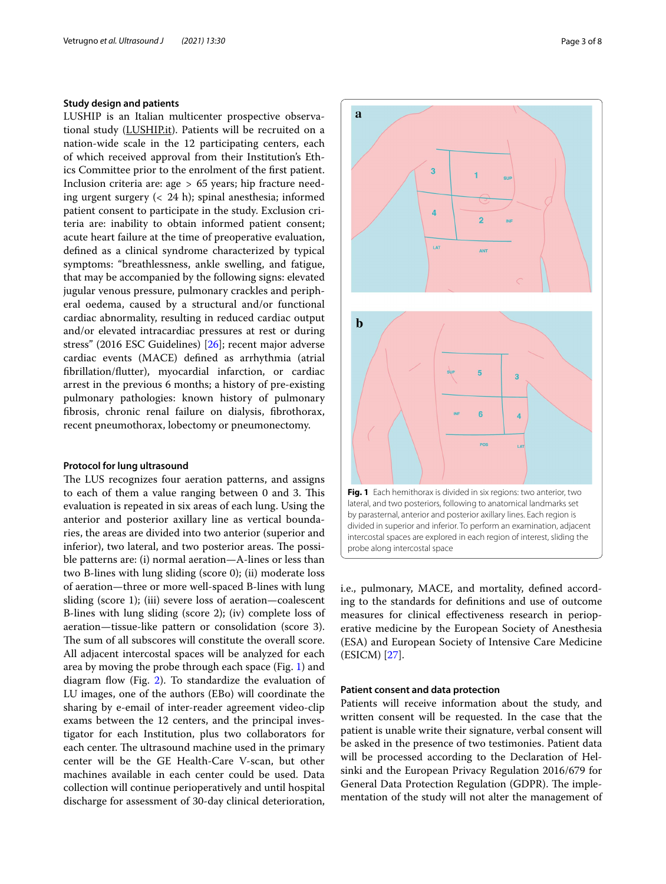### Study design and patients

LUSHIP is an Italian multicenter prospective observational study (LUSHIP.it). Patients will be recruited on a nation-wide scale in the 12 participating centers, each of which received approval from their Institution's Ethics Committee prior to the enrolment of the first patient. Inclusion criteria are: age > 65 years; hip fracture needing urgent surgery (< 24 h); spinal anesthesia; informed patient consent to participate in the study. Exclusion criteria are: inability to obtain informed patient consent; acute heart failure at the time of preoperative evaluation, defined as a clinical syndrome characterized by typical symptoms: "breathlessness, ankle swelling, and fatigue, that may be accompanied by the following signs: elevated jugular venous pressure, pulmonary crackles and peripheral oedema, caused by a structural and/or functional cardiac abnormality, resulting in reduced cardiac output and/or elevated intracardiac pressures at rest or during stress" (2016 ESC Guidelines) [26]; recent major adverse cardiac events (MACE) defined as arrhythmia (atrial fibrillation/flutter), myocardial infarction, or cardiac arrest in the previous 6 months; a history of pre-existing pulmonary pathologies: known history of pulmonary fibrosis, chronic renal failure on dialysis, fibrothorax, recent pneumothorax, lobectomy or pneumonectomy.

### Protocol for lung ultrasound

The LUS recognizes four aeration patterns, and assigns to each of them a value ranging between 0 and 3. This evaluation is repeated in six areas of each lung. Using the anterior and posterior axillary line as vertical boundaries, the areas are divided into two anterior (superior and inferior), two lateral, and two posterior areas. The possible patterns are: (i) normal aeration—A-lines or less than two B-lines with lung sliding (score 0); (ii) moderate loss of aeration—three or more well-spaced B-lines with lung sliding (score 1); (iii) severe loss of aeration—coalescent B-lines with lung sliding (score 2); (iv) complete loss of aeration—tissue-like pattern or consolidation (score 3). The sum of all subscores will constitute the overall score. All adjacent intercostal spaces will be analyzed for each area by moving the probe through each space (Fig. 1) and diagram flow (Fig. 2). To standardize the evaluation of LU images, one of the authors (EBo) will coordinate the sharing by e-mail of inter-reader agreement video-clip exams between the 12 centers, and the principal investigator for each Institution, plus two collaborators for each center. The ultrasound machine used in the primary center will be the GE Health-Care V-scan, but other machines available in each center could be used. Data collection will continue perioperatively and until hospital discharge for assessment of 30-day clinical deterioration, i.e., pulmonary, MACE, and mortality, defined according to the standards for definitions and use of outcome measures for clinical effectiveness research in perioperative medicine by the European Society of Anesthesia (ESA) and European Society of Intensive Care Medicine (ESICM) [27].

**Fig. 1** Each hemithorax is divided in six regions: two anterior, two lateral, and two posteriors, following to anatomical landmarks set by parasternal, anterior and posterior axillary lines. Each region is divided in superior and inferior. To perform an examination, adjacent intercostal spaces are explored in each region of interest, sliding the probe along intercostal space

### Patient consent and data protection

Patients will receive information about the study, and written consent will be requested. In the case that the patient is unable write their signature, verbal consent will be asked in the presence of two testimonies. Patient data will be processed according to the Declaration of Helsinki and the European Privacy Regulation 2016/679 for General Data Protection Regulation (GDPR). The implementation of the study will not alter the management of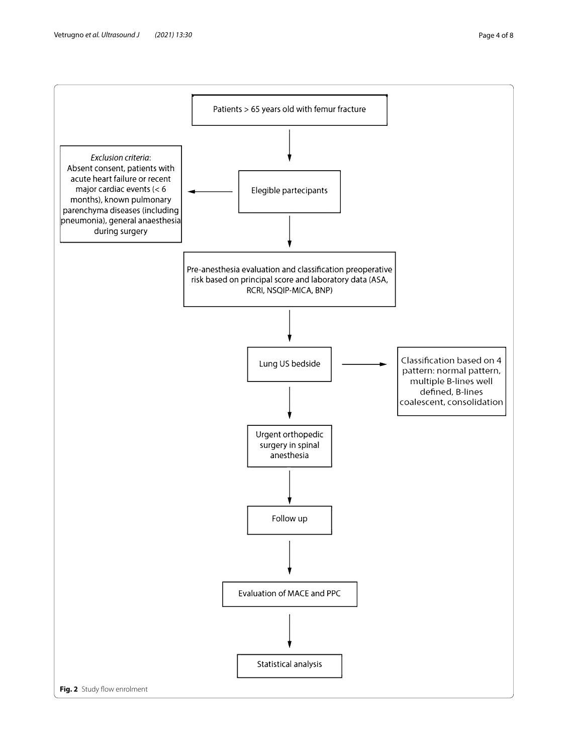Patients > 65 years old with femur fracture

Elegible partecipants

*Exclusion criteria*: Absent consent, patients with acute heart failure or recent major cardiac events (< 6 months), known pulmonary parenchyma diseases (including pneumonia), general anaesthesia during surgery

Pre-anesthesia evaluation and classification preoperative risk based on principal score and laboratory data (ASA, RCRI, NSQIP-MICA, BNP)

Lung US bedside

Classification based on 4 pattern: normal pattern, multiple B-lines well defined, B-lines coalescent, consolidation

Urgent orthopedic surgery in spinal anesthesia

Follow up

Evaluation of MACE and PPC

Statistical analysis

**Fig. 2** Study flow enrolment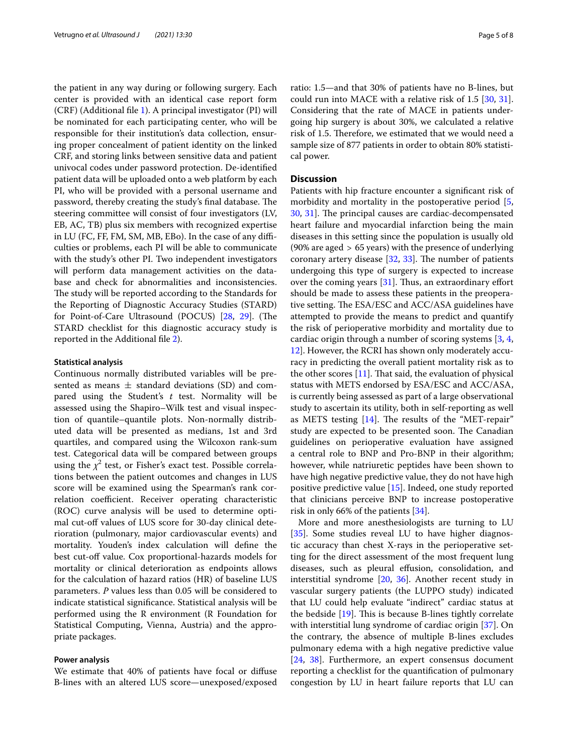the patient in any way during or following surgery. Each center is provided with an identical case report form (CRF) (Additional file 1). A principal investigator (PI) will be nominated for each participating center, who will be responsible for their institution's data collection, ensuring proper concealment of patient identity on the linked CRF, and storing links between sensitive data and patient univocal codes under password protection. De-identified patient data will be uploaded onto a web platform by each PI, who will be provided with a personal username and password, thereby creating the study's final database. The steering committee will consist of four investigators (LV, EB, AC, TB) plus six members with recognized expertise in LU (FC, FF, FM, SM, MB, EBo). In the case of any difficulties or problems, each PI will be able to communicate with the study's other PI. Two independent investigators will perform data management activities on the database and check for abnormalities and inconsistencies. The study will be reported according to the Standards for the Reporting of Diagnostic Accuracy Studies (STARD) for Point-of-Care Ultrasound (POCUS) [28, 29]. (The STARD checklist for this diagnostic accuracy study is reported in the Additional file 2).

### Statistical analysis

Continuous normally distributed variables will be presented as means ± standard deviations (SD) and compared using the Student's *t* test. Normality will be assessed using the Shapiro–Wilk test and visual inspection of quantile–quantile plots. Non-normally distributed data will be presented as medians, 1st and 3rd quartiles, and compared using the Wilcoxon rank-sum test. Categorical data will be compared between groups using the $\chi^2$ test, or Fisher's exact test. Possible correlations between the patient outcomes and changes in LUS score will be examined using the Spearman's rank correlation coefficient. Receiver operating characteristic (ROC) curve analysis will be used to determine optimal cut-off values of LUS score for 30-day clinical deterioration (pulmonary, major cardiovascular events) and mortality. Youden's index calculation will define the best cut-off value. Cox proportional-hazards models for mortality or clinical deterioration as endpoints allows for the calculation of hazard ratios (HR) of baseline LUS parameters. *P* values less than 0.05 will be considered to indicate statistical significance. Statistical analysis will be performed using the R environment (R Foundation for Statistical Computing, Vienna, Austria) and the appropriate packages.

### Power analysis

We estimate that 40% of patients have focal or diffuse B-lines with an altered LUS score—unexposed/exposed ratio: 1.5—and that 30% of patients have no B-lines, but could run into MACE with a relative risk of 1.5 [30, 31]. Considering that the rate of MACE in patients undergoing hip surgery is about 30%, we calculated a relative risk of 1.5. Therefore, we estimated that we would need a sample size of 877 patients in order to obtain 80% statistical power.

## Discussion

Patients with hip fracture encounter a significant risk of morbidity and mortality in the postoperative period [5, 30, 31]. The principal causes are cardiac-decompensated heart failure and myocardial infarction being the main diseases in this setting since the population is usually old (90% are aged > 65 years) with the presence of underlying coronary artery disease [32, 33]. The number of patients undergoing this type of surgery is expected to increase over the coming years [31]. Thus, an extraordinary effort should be made to assess these patients in the preoperative setting. The ESA/ESC and ACC/ASA guidelines have attempted to provide the means to predict and quantify the risk of perioperative morbidity and mortality due to cardiac origin through a number of scoring systems [3, 4, 12]. However, the RCRI has shown only moderately accuracy in predicting the overall patient mortality risk as to the other scores [11]. That said, the evaluation of physical status with METS endorsed by ESA/ESC and ACC/ASA, is currently being assessed as part of a large observational study to ascertain its utility, both in self-reporting as well as METS testing [14]. The results of the "MET-repair" study are expected to be presented soon. The Canadian guidelines on perioperative evaluation have assigned a central role to BNP and Pro-BNP in their algorithm; however, while natriuretic peptides have been shown to have high negative predictive value, they do not have high positive predictive value [15]. Indeed, one study reported that clinicians perceive BNP to increase postoperative risk in only 66% of the patients [34].

More and more anesthesiologists are turning to LU [35]. Some studies reveal LU to have higher diagnostic accuracy than chest X-rays in the perioperative setting for the direct assessment of the most frequent lung diseases, such as pleural effusion, consolidation, and interstitial syndrome [20, 36]. Another recent study in vascular surgery patients (the LUPPO study) indicated that LU could help evaluate "indirect" cardiac status at the bedside [19]. This is because B-lines tightly correlate with interstitial lung syndrome of cardiac origin [37]. On the contrary, the absence of multiple B-lines excludes pulmonary edema with a high negative predictive value [24, 38]. Furthermore, an expert consensus document reporting a checklist for the quantification of pulmonary congestion by LU in heart failure reports that LU can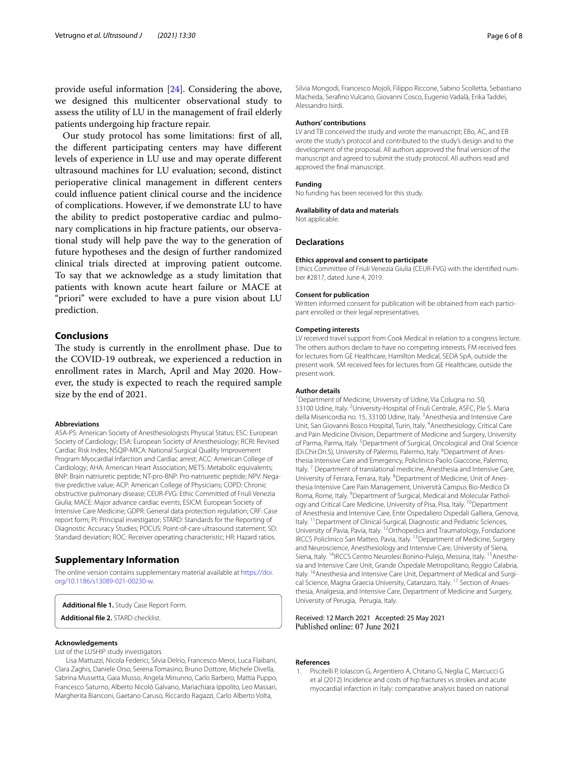provide useful information [24]. Considering the above, we designed this multicenter observational study to assess the utility of LU in the management of frail elderly patients undergoing hip fracture repair.

Our study protocol has some limitations: first of all, the different participating centers may have different levels of experience in LU use and may operate different ultrasound machines for LU evaluation; second, distinct perioperative clinical management in different centers could influence patient clinical course and the incidence of complications. However, if we demonstrate LU to have the ability to predict postoperative cardiac and pulmonary complications in hip fracture patients, our observational study will help pave the way to the generation of future hypotheses and the design of further randomized clinical trials directed at improving patient outcome. To say that we acknowledge as a study limitation that patients with known acute heart failure or MACE at "priori" were excluded to have a pure vision about LU prediction.

## Conclusions

The study is currently in the enrollment phase. Due to the COVID-19 outbreak, we experienced a reduction in enrollment rates in March, April and May 2020. However, the study is expected to reach the required sample size by the end of 2021.

#### Abbreviations

ASA-PS: American Society of Anesthesiologists Physical Status; ESC: European Society of Cardiology; ESA: European Society of Anesthesiology; RCRI: Revised Cardiac Risk Index; NSQIP-MICA: National Surgical Quality Improvement Program Myocardial Infarction and Cardiac arrest; ACC: American College of Cardiology; AHA: American Heart Association; METS: Metabolic equivalents; BNP: Brain natriuretic peptide; NT-pro-BNP: Pro-natriuretic peptide; NPV: Negative predictive value; ACP: American College of Physicians; COPD: Chronic obstructive pulmonary disease; CEUR-FVG: Ethic Committed of Friuli Venezia Giulia; MACE: Major advance cardiac events; ESICM: European Society of Intensive Care Medicine; GDPR: General data protection regulation; CRF: Case report form; PI: Principal investigator; STARD: Standards for the Reporting of Diagnostic Accuracy Studies; POCUS: Point-of-care ultrasound statement; SD: Standard deviation; ROC: Receiver operating characteristic; HR: Hazard ratios.

## Supplementary Information

The online version contains supplementary material available at https://doi.org/10.1186/s13089-021-00230-w.

**Additional file 1.** Study Case Report Form.

**Additional file 2.** STARD checklist.

#### Acknowledgements

List of the LUSHIP study investigators

Lisa Mattuzzi, Nicola Federici, Silvia Delrio, Francesco Meroi, Luca Flaibani, Clara Zaghis, Daniele Orso, Serena Tomasino, Bruno Dottore, Michele Divella, Sabrina Mussetta, Gaia Musso, Angela Minunno, Carlo Barbero, Mattia Puppo, Francesco Saturno, Alberto Nicolò Galvano, Mariachiara Ippolito, Leo Massari, Margherita Bianconi, Gaetano Caruso, Riccardo Ragazzi, Carlo Alberto Volta, Silvia Mongodi, Francesco Mojoli, Filippo Riccone, Sabino Scolletta, Sebastiano Macheda, Serafino Vulcano, Giovanni Cosco, Eugenio Vadalà, Erika Taddei, Alessandro Isirdi.

#### Authors' contributions

LV and TB conceived the study and wrote the manuscript; EBo, AC, and EB wrote the study's protocol and contributed to the study's design and to the development of the proposal. All authors approved the final version of the manuscript and agreed to submit the study protocol. All authors read and approved the final manuscript.

#### Funding

No funding has been received for this study.

#### Availability of data and materials

Not applicable.

## Declarations

#### Ethics approval and consent to participate

Ethics Committee of Friuli Venezia Giulia (CEUR-FVG) with the identified number #2817, dated June 4, 2019.

#### Consent for publication

Written informed consent for publication will be obtained from each participant enrolled or their legal representatives.

#### Competing interests

LV received travel support from Cook Medical in relation to a congress lecture. The others authors declare to have no competing interests. FM received fees for lectures from GE Healthcare, Hamilton Medical, SEDA SpA, outside the present work. SM received fees for lectures from GE Healthcare, outside the present work.

#### Author details

[1]Department of Medicine, University of Udine, Via Colugna no. 50, 33100 Udine, Italy. [2]University-Hospital of Friuli Centrale, ASFC, P.le S. Maria della Misericordia no. 15, 33100 Udine, Italy. [3]Anesthesia and Intensive Care Unit, San Giovanni Bosco Hospital, Turin, Italy. [4]Anesthesiology, Critical Care and Pain Medicine Division, Department of Medicine and Surgery, University of Parma, Parma, Italy. [5]Department of Surgical, Oncological and Oral Science (Di.Chir.On.S), University of Palermo, Palermo, Italy. [6]Department of Anesthesia Intensive Care and Emergency, Policlinico Paolo Giaccone, Palermo, Italy. [7] Department of translational medicine, Anesthesia and Intensive Care, University of Ferrara, Ferrara, Italy. [8]Department of Medicine, Unit of Anesthesia Intensive Care Pain Management, Università Campus Bio-Medico Di Roma, Rome, Italy. [9]Department of Surgical, Medical and Molecular Pathology and Critical Care Medicine, University of Pisa, Pisa, Italy. [10]Department of Anesthesia and Intensive Care, Ente Ospedaliero Ospedali Galliera, Genova, Italy. [11]Department of Clinical-Surgical, Diagnostic and Pediatric Sciences, University of Pavia, Pavia, Italy. [12]Orthopedics and Traumatology, Fondazione IRCCS Policlinico San Matteo, Pavia, Italy. [13]Department of Medicine, Surgery and Neuroscience, Anesthesiology and Intensive Care, University of Siena, Siena, Italy. [14]IRCCS Centro Neurolesi Bonino-Pulejo, Messina, Italy. [15]Anesthesia and Intensive Care Unit, Grande Ospedale Metropolitano, Reggio Calabria, Italy. [16]Anesthesia and Intensive Care Unit, Department of Medical and Surgical Science, Magna Graecia University, Catanzaro, Italy. [17] Section of Anaesthesia, Analgesia, and Intensive Care, Department of Medicine and Surgery, University of Perugia, Perugia, Italy.

Received: 12 March 2021 Accepted: 25 May 2021
Published online: 07 June 2021

#### References

1. Piscitelli P, Iolascon G, Argentiero A, Chitano G, Neglia C, Marcucci G et al (2012) Incidence and costs of hip fractures vs strokes and acute myocardial infarction in Italy: comparative analysis based on national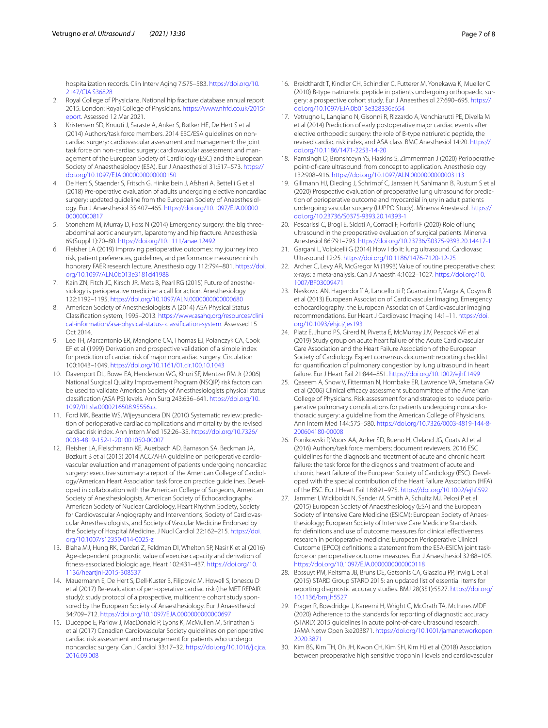hospitalization records. Clin Interv Aging 7:575–583. https://doi.org/10.2147/CIA.S36828

2. Royal College of Physicians. National hip fracture database annual report 2015. London: Royal College of Physicians. https://www.nhfd.co.uk/2015report. Assessed 12 Mar 2021.
3. Kristensen SD, Knuuti J, Saraste A, Anker S, Bøtker HE, De Hert S et al (2014) Authors/task force members. 2014 ESC/ESA guidelines on non-cardiac surgery: cardiovascular assessment and management: the joint task force on non-cardiac surgery: cardiovascular assessment and management of the European Society of Cardiology (ESC) and the European Society of Anaesthesiology (ESA). Eur J Anaesthesiol 31:517–573. https://doi.org/10.1097/EJA.0000000000000150
4. De Hert S, Staender S, Fritsch G, Hinkelbein J, Afshari A, Bettelli G et al (2018) Pre-operative evaluation of adults undergoing elective noncardiac surgery: updated guideline from the European Society of Anaesthesiology. Eur J Anaesthesiol 35:407–465. https://doi.org/10.1097/EJA.0000000000000817
5. Stoneham M, Murray D, Foss N (2014) Emergency surgery: the big three-abdominal aortic aneurysm, laparotomy and hip fracture. Anaesthesia 69(Suppl 1):70–80. https://doi.org/10.1111/anae.12492
6. Fleisher LA (2019) Improving perioperative outcomes: my journey into risk, patient preferences, guidelines, and performance measures: ninth honorary FAER research lecture. Anesthesiology 112:794–801. https://doi.org/10.1097/ALN.0b013e3181d41988
7. Kain ZN, Fitch JC, Kirsch JR, Mets B, Pearl RG (2015) Future of anesthesiology is perioperative medicine: a call for action. Anesthesiology 122:1192–1195. https://doi.org/10.1097/ALN.0000000000000680
8. American Society of Anesthesiologists A (2014) ASA Physical Status Classification system, 1995–2013. https://www.asahq.org/resources/clinical-information/asa-physical-status- classification-system. Assessed 15 Oct 2014.
9. Lee TH, Marcantonio ER, Mangione CM, Thomas EJ, Polanczyk CA, Cook EF et al (1999) Derivation and prospective validation of a simple index for prediction of cardiac risk of major noncardiac surgery. Circulation 100:1043–1049. https://doi.org/10.1161/01.cir.100.10.1043
10. Davenport DL, Bowe EA, Henderson WG, Khuri SF, Mentzer RM Jr (2006) National Surgical Quality Improvement Program (NSQIP) risk factors can be used to validate American Society of Anesthesiologists physical status classification (ASA PS) levels. Ann Surg 243:636–641. https://doi.org/10.1097/01.sla.0000216508.95556.cc
11. Ford MK, Beattie WS, Wijeysundera DN (2010) Systematic review: prediction of perioperative cardiac complications and mortality by the revised cardiac risk index. Ann Intern Med 152:26–35. https://doi.org/10.7326/0003-4819-152-1-201001050-00007
12. Fleisher LA, Fleischmann KE, Auerbach AD, Barnason SA, Beckman JA, Bozkurt B et al (2015) 2014 ACC/AHA guideline on perioperative cardiovascular evaluation and management of patients undergoing noncardiac surgery: executive summary: a report of the American College of Cardiology/American Heart Association task force on practice guidelines. Developed in collaboration with the American College of Surgeons, American Society of Anesthesiologists, American Society of Echocardiography, American Society of Nuclear Cardiology, Heart Rhythm Society, Society for Cardiovascular Angiography and Interventions, Society of Cardiovascular Anesthesiologists, and Society of Vascular Medicine Endorsed by the Society of Hospital Medicine. J Nucl Cardiol 22:162–215. https://doi.org/10.1007/s12350-014-0025-z
13. Blaha MJ, Hung RK, Dardari Z, Feldman DI, Whelton SP, Nasir K et al (2016) Age-dependent prognostic value of exercise capacity and derivation of fitness-associated biologic age. Heart 102:431–437. https://doi.org/10.1136/heartjnl-2015-308537
14. Mauermann E, De Hert S, Dell-Kuster S, Filipovic M, Howell S, Ionescu D et al (2017) Re-evaluation of peri-operative cardiac risk (the MET REPAIR study): study protocol of a prospective, multicentre cohort study sponsored by the European Society of Anaesthesiology. Eur J Anaesthesiol 34:709–712. https://doi.org/10.1097/EJA.0000000000000697
15. Duceppe E, Parlow J, MacDonald P, Lyons K, McMullen M, Srinathan S et al (2017) Canadian Cardiovascular Society guidelines on perioperative cardiac risk assessment and management for patients who undergo noncardiac surgery. Can J Cardiol 33:17–32. https://doi.org/10.1016/j.cjca.2016.09.008
16. Breidthardt T, Kindler CH, Schindler C, Futterer M, Yonekawa K, Mueller C (2010) B-type natriuretic peptide in patients undergoing orthopaedic surgery: a prospective cohort study. Eur J Anaesthesiol 27:690–695. https://doi.org/10.1097/EJA.0b013e328336c654
17. Vetrugno L, Langiano N, Gisonni R, Rizzardo A, Venchiarutti PE, Divella M et al (2014) Prediction of early postoperative major cardiac events after elective orthopedic surgery: the role of B-type natriuretic peptide, the revised cardiac risk index, and ASA class. BMC Anesthesiol 14:20. https://doi.org/10.1186/1471-2253-14-20
18. Ramsingh D, Bronshteyn YS, Haskins S, Zimmerman J (2020) Perioperative point-of-care ultrasound: from concept to application. Anesthesiology 132:908–916. https://doi.org/10.1097/ALN.0000000000003113
19. Gillmann HJ, Dieding J, Schrimpf C, Janssen H, Sahlmann B, Rustum S et al (2020) Prospective evaluation of preoperative lung ultrasound for prediction of perioperative outcome and myocardial injury in adult patients undergoing vascular surgery (LUPPO Study). Minerva Anestesiol. https://doi.org/10.23736/S0375-9393.20.14393-1
20. Pescarissi C, Brogi E, Sidoti A, Corradi F, Forfori F (2020) Role of lung ultrasound in the preoperative evaluation of surgical patients. Minerva Anestesiol 86:791–793. https://doi.org/10.23736/S0375-9393.20.14417-1
21. Gargani L, Volpicelli G (2014) How I do it: lung ultrasound. Cardiovasc Ultrasound 12:25. https://doi.org/10.1186/1476-7120-12-25
22. Archer C, Levy AR, McGregor M (1993) Value of routine preoperative chest x-rays: a meta-analysis. Can J Anaesth 4:1022–1027. https://doi.org/10.1007/BF03009471
23. Neskovic AN, Hagendorff A, Lancellotti P, Guarracino F, Varga A, Cosyns B et al (2013) European Association of Cardiovascular Imaging. Emergency echocardiography: the European Association of Cardiovascular Imaging recommendations. Eur Heart J Cardiovasc Imaging 14:1–11. https://doi.org/10.1093/ehjci/jes193
24. Platz E, Jhund PS, Girerd N, Pivetta E, McMurray JJV, Peacock WF et al (2019) Study group on acute heart failure of the Acute Cardiovascular Care Association and the Heart Failure Association of the European Society of Cardiology. Expert consensus document: reporting checklist for quantification of pulmonary congestion by lung ultrasound in heart failure. Eur J Heart Fail 21:844–851. https://doi.org/10.1002/ejhf.1499
25. Qaseem A, Snow V, Fitterman N, Hornbake ER, Lawrence VA, Smetana GW et al (2006) Clinical efficacy assessment subcommittee of the American College of Physicians. Risk assessment for and strategies to reduce perioperative pulmonary complications for patients undergoing noncardiothoracic surgery: a guideline from the American College of Physicians. Ann Intern Med 144:575–580. https://doi.org/10.7326/0003-4819-144-8-200604180-00008
26. Ponikowski P, Voors AA, Anker SD, Bueno H, Cleland JG, Coats AJ et al (2016) Authors/task force members; document reviewers. 2016 ESC guidelines for the diagnosis and treatment of acute and chronic heart failure: the task force for the diagnosis and treatment of acute and chronic heart failure of the European Society of Cardiology (ESC). Developed with the special contribution of the Heart Failure Association (HFA) of the ESC. Eur J Heart Fail 18:891–975. https://doi.org/10.1002/ejhf.592
27. Jammer I, Wickboldt N, Sander M, Smith A, Schultz MJ, Pelosi P et al (2015) European Society of Anaesthesiology (ESA) and the European Society of Intensive Care Medicine (ESICM); European Society of Anaesthesiology; European Society of Intensive Care Medicine Standards for definitions and use of outcome measures for clinical effectiveness research in perioperative medicine: European Perioperative Clinical Outcome (EPCO) definitions: a statement from the ESA-ESICM joint taskforce on perioperative outcome measures. Eur J Anaesthesiol 32:88–105. https://doi.org/10.1097/EJA.0000000000000118
28. Bossuyt PM, Reitsma JB, Bruns DE, Gatsonis CA, Glasziou PP, Irwig L et al (2015) STARD Group STARD 2015: an updated list of essential items for reporting diagnostic accuracy studies. BMJ 28(351):5527. https://doi.org/10.1136/bmj.h5527
29. Prager R, Bowdridge J, Kareemi H, Wright C, McGrath TA, McInnes MDF (2020) Adherence to the standards for reporting of diagnostic accuracy (STARD) 2015 guidelines in acute point-of-care ultrasound research. JAMA Netw Open 3:e203871. https://doi.org/10.1001/jamanetworkopen.2020.3871
30. Kim BS, Kim TH, Oh JH, Kwon CH, Kim SH, Kim HJ et al (2018) Association between preoperative high sensitive troponin I levels and cardiovascular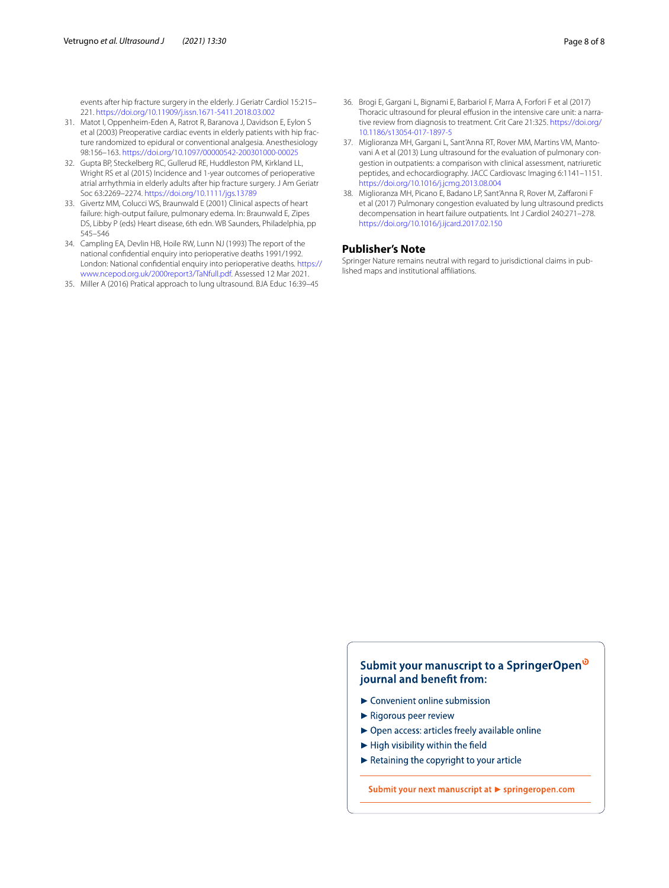events after hip fracture surgery in the elderly. J Geriatr Cardiol 15:215–221. https://doi.org/10.11909/j.issn.1671-5411.2018.03.002

31. Matot I, Oppenheim-Eden A, Ratrot R, Baranova J, Davidson E, Eylon S et al (2003) Preoperative cardiac events in elderly patients with hip fracture randomized to epidural or conventional analgesia. Anesthesiology 98:156–163. https://doi.org/10.1097/00000542-200301000-00025
32. Gupta BP, Steckelberg RC, Gullerud RE, Huddleston PM, Kirkland LL, Wright RS et al (2015) Incidence and 1-year outcomes of perioperative atrial arrhythmia in elderly adults after hip fracture surgery. J Am Geriatr Soc 63:2269–2274. https://doi.org/10.1111/jgs.13789
33. Givertz MM, Colucci WS, Braunwald E (2001) Clinical aspects of heart failure: high-output failure, pulmonary edema. In: Braunwald E, Zipes DS, Libby P (eds) Heart disease, 6th edn. WB Saunders, Philadelphia, pp 545–546
34. Campling EA, Devlin HB, Hoile RW, Lunn NJ (1993) The report of the national confidential enquiry into perioperative deaths 1991/1992. London: National confidential enquiry into perioperative deaths. https://www.ncepod.org.uk/2000report3/TaNfull.pdf. Assessed 12 Mar 2021.
35. Miller A (2016) Pratical approach to lung ultrasound. BJA Educ 16:39–45
36. Brogi E, Gargani L, Bignami E, Barbariol F, Marra A, Forfori F et al (2017) Thoracic ultrasound for pleural effusion in the intensive care unit: a narrative review from diagnosis to treatment. Crit Care 21:325. https://doi.org/10.1186/s13054-017-1897-5
37. Miglioranza MH, Gargani L, Sant'Anna RT, Rover MM, Martins VM, Mantovani A et al (2013) Lung ultrasound for the evaluation of pulmonary congestion in outpatients: a comparison with clinical assessment, natriuretic peptides, and echocardiography. JACC Cardiovasc Imaging 6:1141–1151. https://doi.org/10.1016/j.jcmg.2013.08.004
38. Miglioranza MH, Picano E, Badano LP, Sant'Anna R, Rover M, Zaffaroni F et al (2017) Pulmonary congestion evaluated by lung ultrasound predicts decompensation in heart failure outpatients. Int J Cardiol 240:271–278. https://doi.org/10.1016/j.ijcard.2017.02.150

## Publisher's Note

Springer Nature remains neutral with regard to jurisdictional claims in published maps and institutional affiliations.

**Submit your manuscript to a SpringerOpen journal and benefit from:**

- ► Convenient online submission
- ► Rigorous peer review
- ► Open access: articles freely available online
- ► High visibility within the field
- ► Retaining the copyright to your article

**Submit your next manuscript at ► springeropen.com**